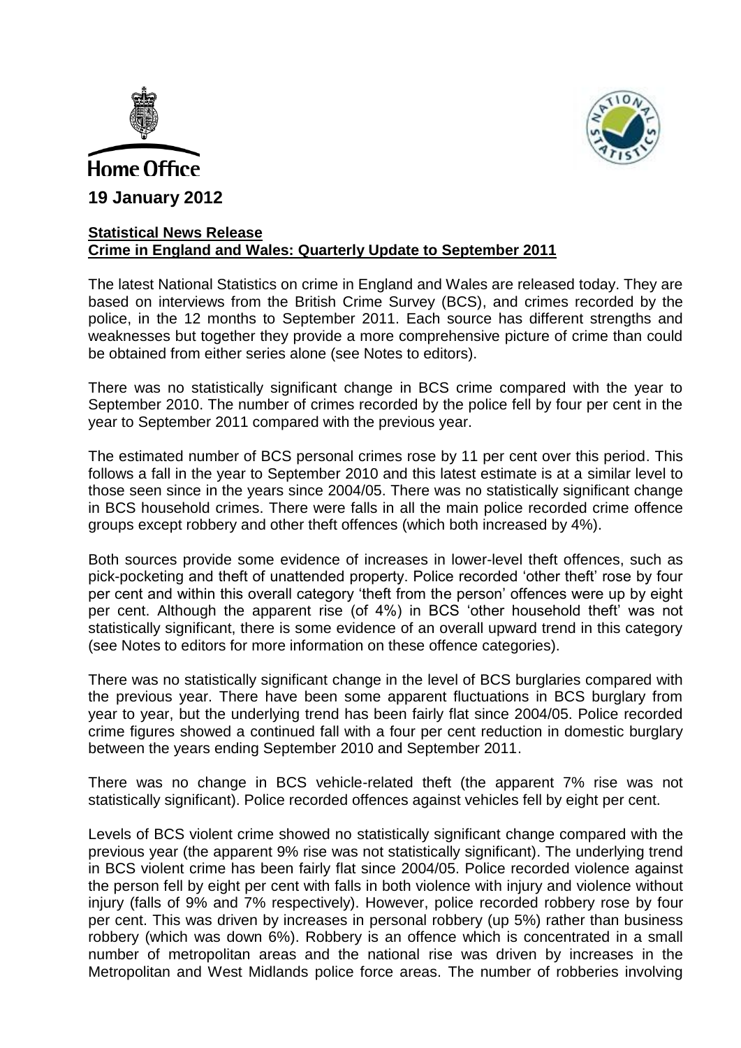Home Office

**19 January 2012**

**Statistical News Release**
**Crime in England and Wales: Quarterly Update to September 2011**

The latest National Statistics on crime in England and Wales are released today. They are based on interviews from the British Crime Survey (BCS), and crimes recorded by the police, in the 12 months to September 2011. Each source has different strengths and weaknesses but together they provide a more comprehensive picture of crime than could be obtained from either series alone (see Notes to editors).

There was no statistically significant change in BCS crime compared with the year to September 2010. The number of crimes recorded by the police fell by four per cent in the year to September 2011 compared with the previous year.

The estimated number of BCS personal crimes rose by 11 per cent over this period. This follows a fall in the year to September 2010 and this latest estimate is at a similar level to those seen since in the years since 2004/05. There was no statistically significant change in BCS household crimes. There were falls in all the main police recorded crime offence groups except robbery and other theft offences (which both increased by 4%).

Both sources provide some evidence of increases in lower-level theft offences, such as pick-pocketing and theft of unattended property. Police recorded 'other theft' rose by four per cent and within this overall category 'theft from the person' offences were up by eight per cent. Although the apparent rise (of 4%) in BCS 'other household theft' was not statistically significant, there is some evidence of an overall upward trend in this category (see Notes to editors for more information on these offence categories).

There was no statistically significant change in the level of BCS burglaries compared with the previous year. There have been some apparent fluctuations in BCS burglary from year to year, but the underlying trend has been fairly flat since 2004/05. Police recorded crime figures showed a continued fall with a four per cent reduction in domestic burglary between the years ending September 2010 and September 2011.

There was no change in BCS vehicle-related theft (the apparent 7% rise was not statistically significant). Police recorded offences against vehicles fell by eight per cent.

Levels of BCS violent crime showed no statistically significant change compared with the previous year (the apparent 9% rise was not statistically significant). The underlying trend in BCS violent crime has been fairly flat since 2004/05. Police recorded violence against the person fell by eight per cent with falls in both violence with injury and violence without injury (falls of 9% and 7% respectively). However, police recorded robbery rose by four per cent. This was driven by increases in personal robbery (up 5%) rather than business robbery (which was down 6%). Robbery is an offence which is concentrated in a small number of metropolitan areas and the national rise was driven by increases in the Metropolitan and West Midlands police force areas. The number of robberies involving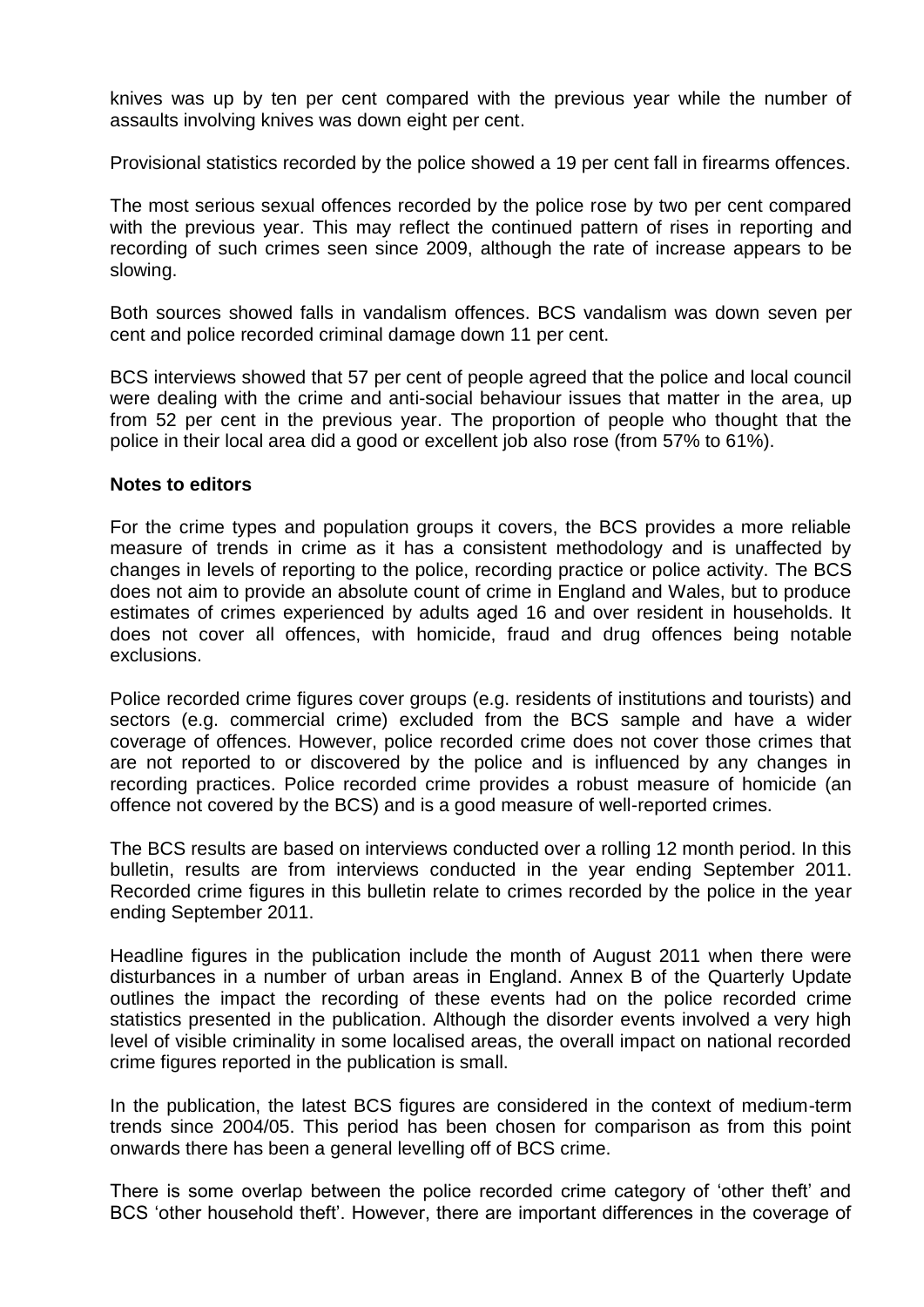knives was up by ten per cent compared with the previous year while the number of assaults involving knives was down eight per cent.

Provisional statistics recorded by the police showed a 19 per cent fall in firearms offences.

The most serious sexual offences recorded by the police rose by two per cent compared with the previous year. This may reflect the continued pattern of rises in reporting and recording of such crimes seen since 2009, although the rate of increase appears to be slowing.

Both sources showed falls in vandalism offences. BCS vandalism was down seven per cent and police recorded criminal damage down 11 per cent.

BCS interviews showed that 57 per cent of people agreed that the police and local council were dealing with the crime and anti-social behaviour issues that matter in the area, up from 52 per cent in the previous year. The proportion of people who thought that the police in their local area did a good or excellent job also rose (from 57% to 61%).

**Notes to editors**

For the crime types and population groups it covers, the BCS provides a more reliable measure of trends in crime as it has a consistent methodology and is unaffected by changes in levels of reporting to the police, recording practice or police activity. The BCS does not aim to provide an absolute count of crime in England and Wales, but to produce estimates of crimes experienced by adults aged 16 and over resident in households. It does not cover all offences, with homicide, fraud and drug offences being notable exclusions.

Police recorded crime figures cover groups (e.g. residents of institutions and tourists) and sectors (e.g. commercial crime) excluded from the BCS sample and have a wider coverage of offences. However, police recorded crime does not cover those crimes that are not reported to or discovered by the police and is influenced by any changes in recording practices. Police recorded crime provides a robust measure of homicide (an offence not covered by the BCS) and is a good measure of well-reported crimes.

The BCS results are based on interviews conducted over a rolling 12 month period. In this bulletin, results are from interviews conducted in the year ending September 2011. Recorded crime figures in this bulletin relate to crimes recorded by the police in the year ending September 2011.

Headline figures in the publication include the month of August 2011 when there were disturbances in a number of urban areas in England. Annex B of the Quarterly Update outlines the impact the recording of these events had on the police recorded crime statistics presented in the publication. Although the disorder events involved a very high level of visible criminality in some localised areas, the overall impact on national recorded crime figures reported in the publication is small.

In the publication, the latest BCS figures are considered in the context of medium-term trends since 2004/05. This period has been chosen for comparison as from this point onwards there has been a general levelling off of BCS crime.

There is some overlap between the police recorded crime category of 'other theft' and BCS 'other household theft'. However, there are important differences in the coverage of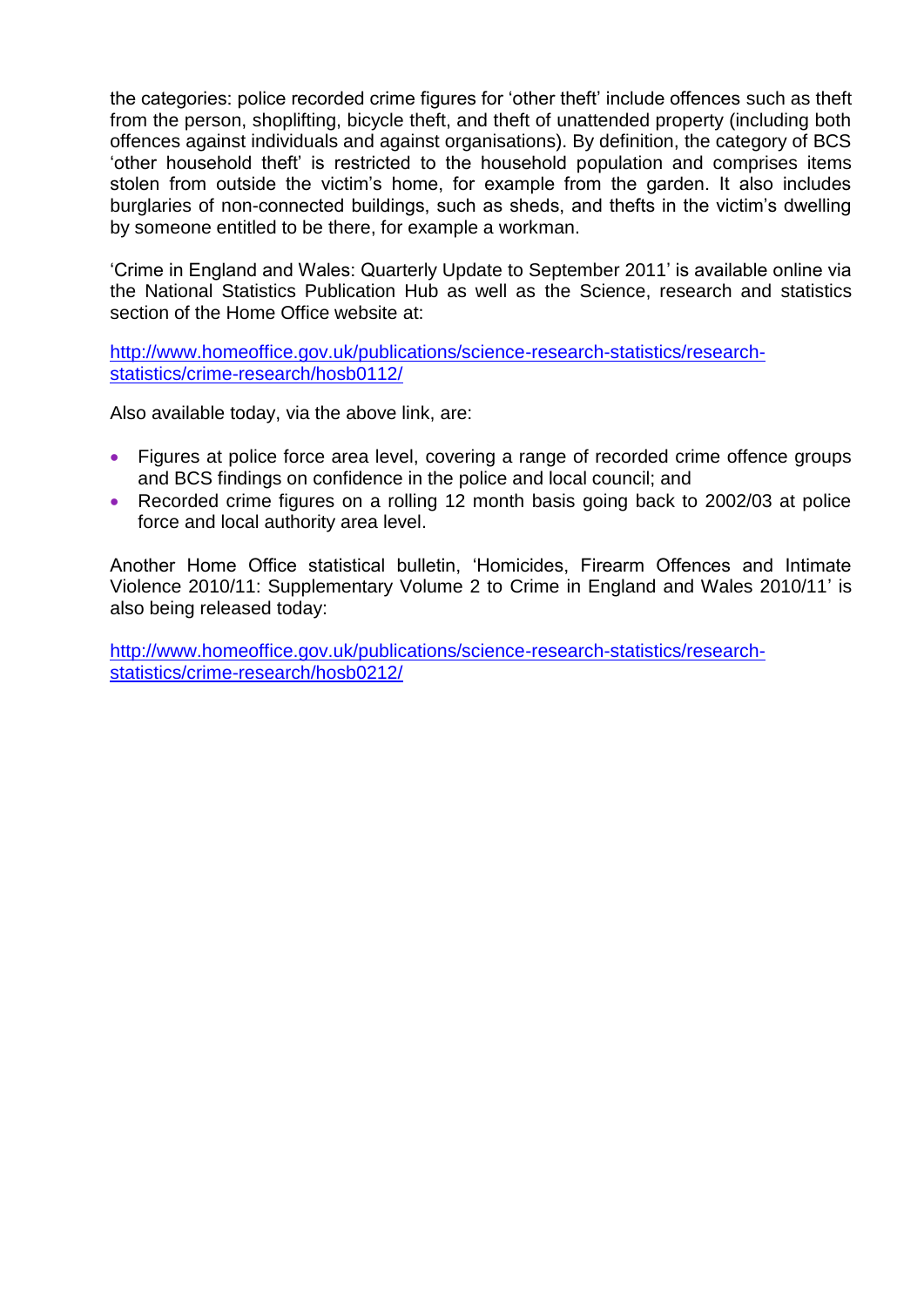the categories: police recorded crime figures for 'other theft' include offences such as theft from the person, shoplifting, bicycle theft, and theft of unattended property (including both offences against individuals and against organisations). By definition, the category of BCS 'other household theft' is restricted to the household population and comprises items stolen from outside the victim's home, for example from the garden. It also includes burglaries of non-connected buildings, such as sheds, and thefts in the victim's dwelling by someone entitled to be there, for example a workman.

'Crime in England and Wales: Quarterly Update to September 2011' is available online via the National Statistics Publication Hub as well as the Science, research and statistics section of the Home Office website at:

[http://www.homeoffice.gov.uk/publications/science-research-statistics/research-statistics/crime-research/hosb0112/](http://www.homeoffice.gov.uk/publications/science-research-statistics/research-statistics/crime-research/hosb0112/)

Also available today, via the above link, are:

- Figures at police force area level, covering a range of recorded crime offence groups and BCS findings on confidence in the police and local council; and
- Recorded crime figures on a rolling 12 month basis going back to 2002/03 at police force and local authority area level.

Another Home Office statistical bulletin, 'Homicides, Firearm Offences and Intimate Violence 2010/11: Supplementary Volume 2 to Crime in England and Wales 2010/11' is also being released today:

[http://www.homeoffice.gov.uk/publications/science-research-statistics/research-statistics/crime-research/hosb0212/](http://www.homeoffice.gov.uk/publications/science-research-statistics/research-statistics/crime-research/hosb0212/)